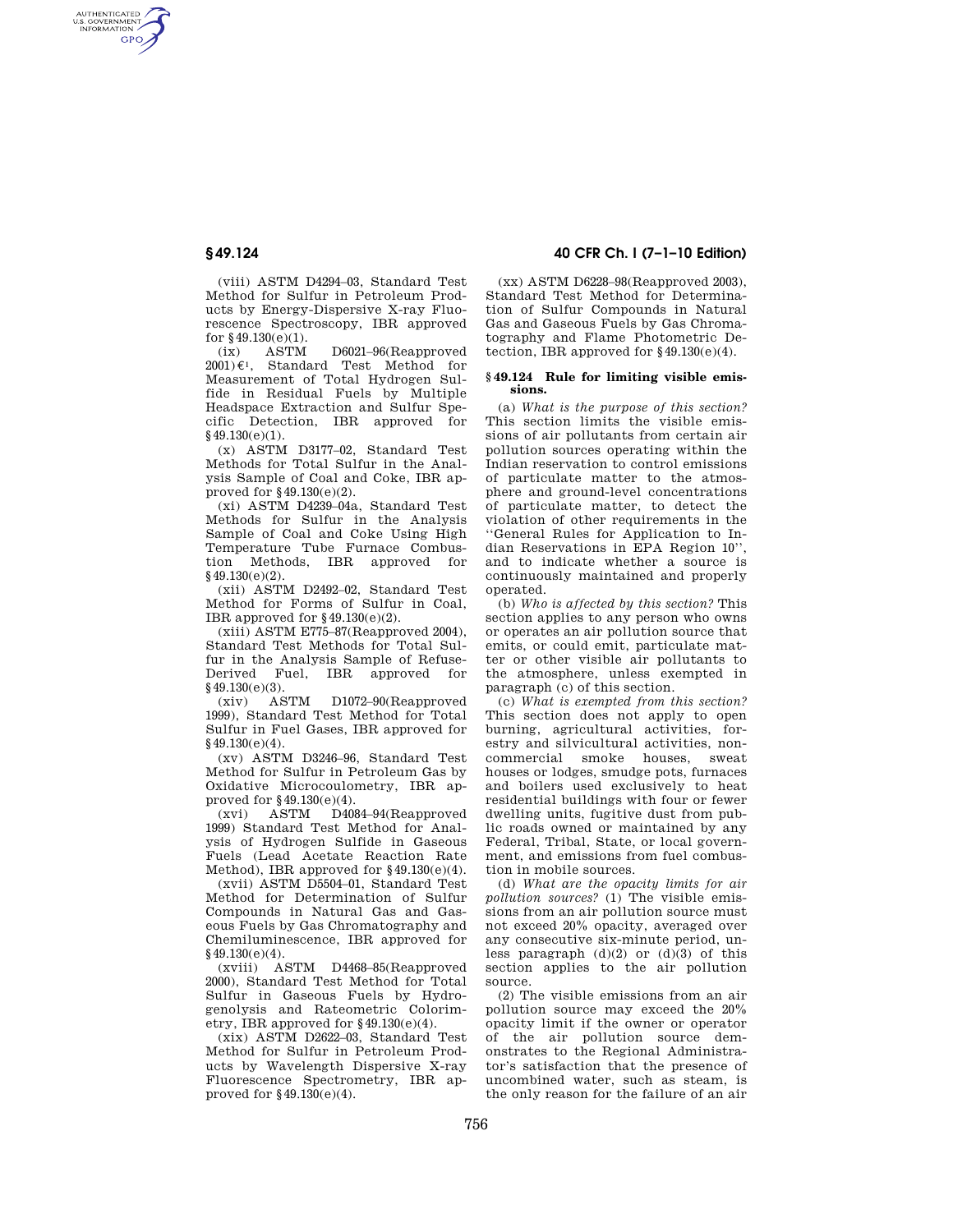(viii) ASTM D4294–03, Standard Test Method for Sulfur in Petroleum Products by Energy-Dispersive X-ray Fluorescence Spectroscopy, IBR approved for §49.130(e)(1).

(ix) ASTM D6021–96(Reapproved 2001)€[1], Standard Test Method for Measurement of Total Hydrogen Sulfide in Residual Fuels by Multiple Headspace Extraction and Sulfur Specific Detection, IBR approved for §49.130(e)(1).

(x) ASTM D3177–02, Standard Test Methods for Total Sulfur in the Analysis Sample of Coal and Coke, IBR approved for §49.130(e)(2).

(xi) ASTM D4239–04a, Standard Test Methods for Sulfur in the Analysis Sample of Coal and Coke Using High Temperature Tube Furnace Combustion Methods, IBR approved for §49.130(e)(2).

(xii) ASTM D2492–02, Standard Test Method for Forms of Sulfur in Coal, IBR approved for §49.130(e)(2).

(xiii) ASTM E775–87(Reapproved 2004), Standard Test Methods for Total Sulfur in the Analysis Sample of Refuse-Derived Fuel, IBR approved for §49.130(e)(3).

(xiv) ASTM D1072–90(Reapproved 1999), Standard Test Method for Total Sulfur in Fuel Gases, IBR approved for §49.130(e)(4).

(xv) ASTM D3246–96, Standard Test Method for Sulfur in Petroleum Gas by Oxidative Microcoulometry, IBR approved for §49.130(e)(4).

(xvi) ASTM D4084–94(Reapproved 1999) Standard Test Method for Analysis of Hydrogen Sulfide in Gaseous Fuels (Lead Acetate Reaction Rate Method), IBR approved for §49.130(e)(4).

(xvii) ASTM D5504–01, Standard Test Method for Determination of Sulfur Compounds in Natural Gas and Gaseous Fuels by Gas Chromatography and Chemiluminescence, IBR approved for §49.130(e)(4).

(xviii) ASTM D4468–85(Reapproved 2000), Standard Test Method for Total Sulfur in Gaseous Fuels by Hydrogenolysis and Rateometric Colorimetry, IBR approved for §49.130(e)(4).

(xix) ASTM D2622–03, Standard Test Method for Sulfur in Petroleum Products by Wavelength Dispersive X-ray Fluorescence Spectrometry, IBR approved for §49.130(e)(4).

(xx) ASTM D6228–98(Reapproved 2003), Standard Test Method for Determination of Sulfur Compounds in Natural Gas and Gaseous Fuels by Gas Chromatography and Flame Photometric Detection, IBR approved for §49.130(e)(4).

## §49.124 Rule for limiting visible emissions.

(a) *What is the purpose of this section?* This section limits the visible emissions of air pollutants from certain air pollution sources operating within the Indian reservation to control emissions of particulate matter to the atmosphere and ground-level concentrations of particulate matter, to detect the violation of other requirements in the ''General Rules for Application to Indian Reservations in EPA Region 10'', and to indicate whether a source is continuously maintained and properly operated.

(b) *Who is affected by this section?* This section applies to any person who owns or operates an air pollution source that emits, or could emit, particulate matter or other visible air pollutants to the atmosphere, unless exempted in paragraph (c) of this section.

(c) *What is exempted from this section?* This section does not apply to open burning, agricultural activities, forestry and silvicultural activities, non-commercial smoke houses, sweat houses or lodges, smudge pots, furnaces and boilers used exclusively to heat residential buildings with four or fewer dwelling units, fugitive dust from public roads owned or maintained by any Federal, Tribal, State, or local government, and emissions from fuel combustion in mobile sources.

(d) *What are the opacity limits for air pollution sources?* (1) The visible emissions from an air pollution source must not exceed 20% opacity, averaged over any consecutive six-minute period, unless paragraph (d)(2) or (d)(3) of this section applies to the air pollution source.

(2) The visible emissions from an air pollution source may exceed the 20% opacity limit if the owner or operator of the air pollution source demonstrates to the Regional Administrator's satisfaction that the presence of uncombined water, such as steam, is the only reason for the failure of an air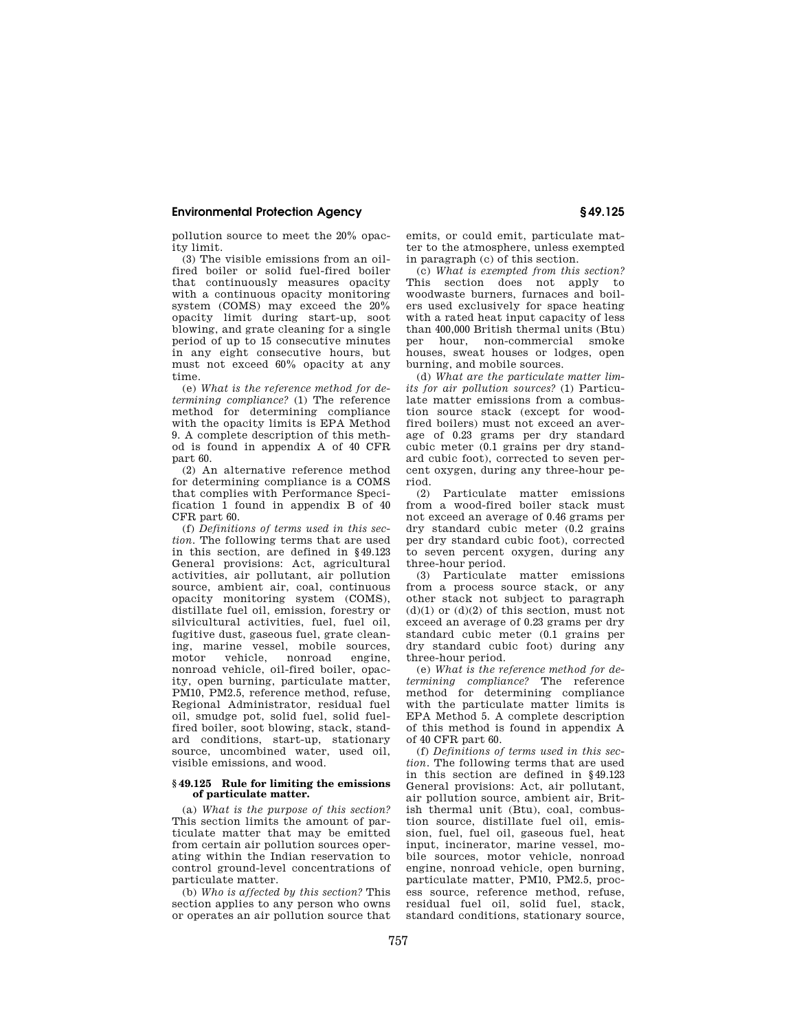pollution source to meet the 20% opacity limit.

(3) The visible emissions from an oil-fired boiler or solid fuel-fired boiler that continuously measures opacity with a continuous opacity monitoring system (COMS) may exceed the 20% opacity limit during start-up, soot blowing, and grate cleaning for a single period of up to 15 consecutive minutes in any eight consecutive hours, but must not exceed 60% opacity at any time.

(e) *What is the reference method for determining compliance?* (1) The reference method for determining compliance with the opacity limits is EPA Method 9. A complete description of this method is found in appendix A of 40 CFR part 60.

(2) An alternative reference method for determining compliance is a COMS that complies with Performance Specification 1 found in appendix B of 40 CFR part 60.

(f) *Definitions of terms used in this section.* The following terms that are used in this section, are defined in §49.123 General provisions: Act, agricultural activities, air pollutant, air pollution source, ambient air, coal, continuous opacity monitoring system (COMS), distillate fuel oil, emission, forestry or silvicultural activities, fuel, fuel oil, fugitive dust, gaseous fuel, grate cleaning, marine vessel, mobile sources, motor vehicle, nonroad engine, nonroad vehicle, oil-fired boiler, opacity, open burning, particulate matter, PM10, PM2.5, reference method, refuse, Regional Administrator, residual fuel oil, smudge pot, solid fuel, solid fuel-fired boiler, soot blowing, stack, standard conditions, start-up, stationary source, uncombined water, used oil, visible emissions, and wood.

### §49.125 Rule for limiting the emissions of particulate matter.

(a) *What is the purpose of this section?* This section limits the amount of particulate matter that may be emitted from certain air pollution sources operating within the Indian reservation to control ground-level concentrations of particulate matter.

(b) *Who is affected by this section?* This section applies to any person who owns or operates an air pollution source that emits, or could emit, particulate matter to the atmosphere, unless exempted in paragraph (c) of this section.

(c) *What is exempted from this section?* This section does not apply to woodwaste burners, furnaces and boilers used exclusively for space heating with a rated heat input capacity of less than 400,000 British thermal units (Btu) per hour, non-commercial smoke houses, sweat houses or lodges, open burning, and mobile sources.

(d) *What are the particulate matter limits for air pollution sources?* (1) Particulate matter emissions from a combustion source stack (except for wood-fired boilers) must not exceed an average of 0.23 grams per dry standard cubic meter (0.1 grains per dry standard cubic foot), corrected to seven percent oxygen, during any three-hour period.

(2) Particulate matter emissions from a wood-fired boiler stack must not exceed an average of 0.46 grams per dry standard cubic meter (0.2 grains per dry standard cubic foot), corrected to seven percent oxygen, during any three-hour period.

(3) Particulate matter emissions from a process source stack, or any other stack not subject to paragraph (d)(1) or (d)(2) of this section, must not exceed an average of 0.23 grams per dry standard cubic meter (0.1 grains per dry standard cubic foot) during any three-hour period.

(e) *What is the reference method for determining compliance?* The reference method for determining compliance with the particulate matter limits is EPA Method 5. A complete description of this method is found in appendix A of 40 CFR part 60.

(f) *Definitions of terms used in this section.* The following terms that are used in this section are defined in §49.123 General provisions: Act, air pollutant, air pollution source, ambient air, British thermal unit (Btu), coal, combustion source, distillate fuel oil, emission, fuel, fuel oil, gaseous fuel, heat input, incinerator, marine vessel, mobile sources, motor vehicle, nonroad engine, nonroad vehicle, open burning, particulate matter, PM10, PM2.5, process source, reference method, refuse, residual fuel oil, solid fuel, stack, standard conditions, stationary source,